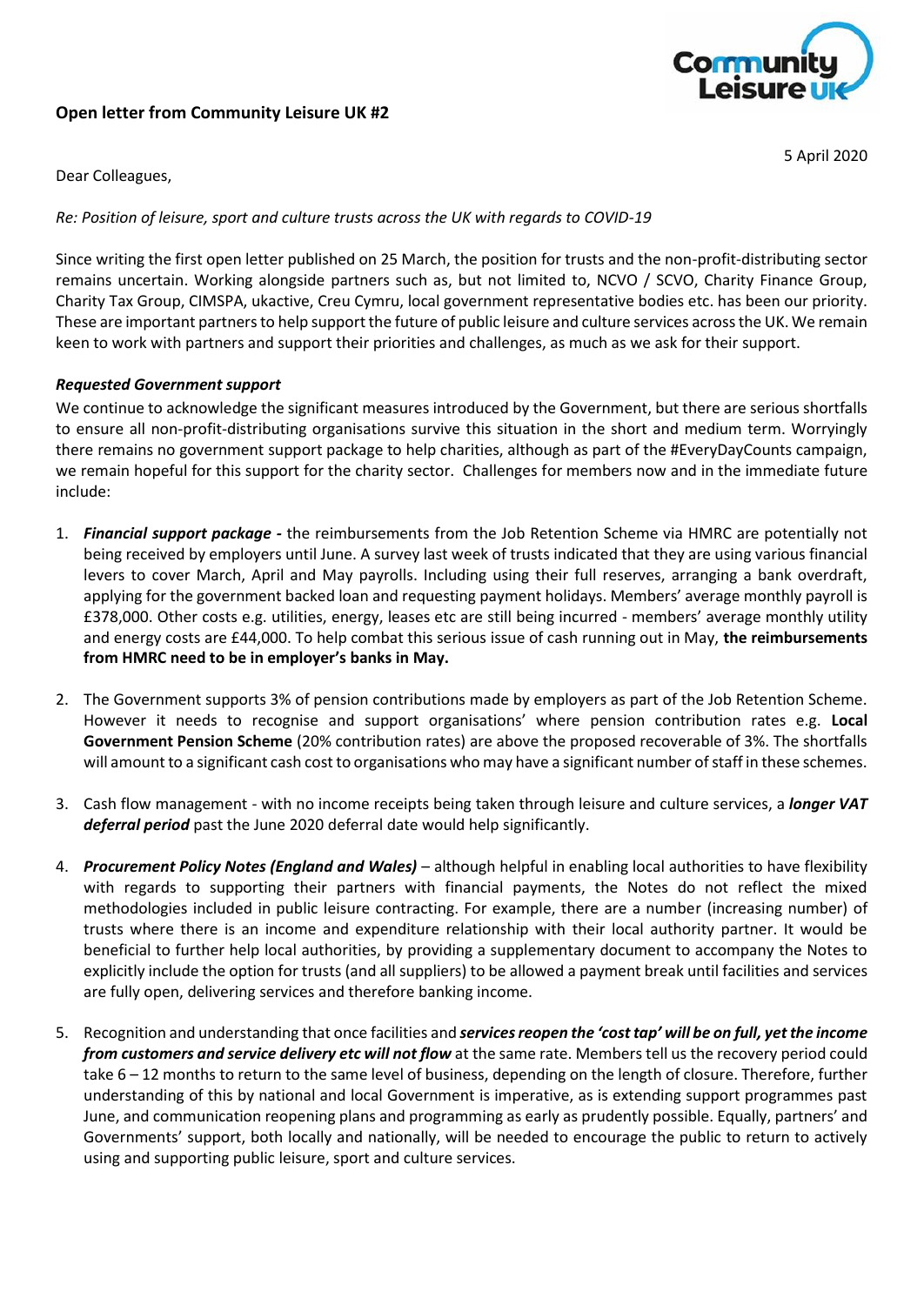## Open letter from Community Leisure UK #2

5 April 2020

Dear Colleagues,

*Re: Position of leisure, sport and culture trusts across the UK with regards to COVID-19*

Since writing the first open letter published on 25 March, the position for trusts and the non-profit-distributing sector remains uncertain. Working alongside partners such as, but not limited to, NCVO / SCVO, Charity Finance Group, Charity Tax Group, CIMSPA, ukactive, Creu Cymru, local government representative bodies etc. has been our priority. These are important partners to help support the future of public leisure and culture services across the UK. We remain keen to work with partners and support their priorities and challenges, as much as we ask for their support.

***Requested Government support***

We continue to acknowledge the significant measures introduced by the Government, but there are serious shortfalls to ensure all non-profit-distributing organisations survive this situation in the short and medium term. Worryingly there remains no government support package to help charities, although as part of the #EveryDayCounts campaign, we remain hopeful for this support for the charity sector. Challenges for members now and in the immediate future include:

1. ***Financial support package -*** the reimbursements from the Job Retention Scheme via HMRC are potentially not being received by employers until June. A survey last week of trusts indicated that they are using various financial levers to cover March, April and May payrolls. Including using their full reserves, arranging a bank overdraft, applying for the government backed loan and requesting payment holidays. Members' average monthly payroll is £378,000. Other costs e.g. utilities, energy, leases etc are still being incurred - members' average monthly utility and energy costs are £44,000. To help combat this serious issue of cash running out in May, **the reimbursements from HMRC need to be in employer's banks in May.**

2. The Government supports 3% of pension contributions made by employers as part of the Job Retention Scheme. However it needs to recognise and support organisations' where pension contribution rates e.g. **Local Government Pension Scheme** (20% contribution rates) are above the proposed recoverable of 3%. The shortfalls will amount to a significant cash cost to organisations who may have a significant number of staff in these schemes.

3. Cash flow management - with no income receipts being taken through leisure and culture services, a ***longer VAT deferral period*** past the June 2020 deferral date would help significantly.

4. ***Procurement Policy Notes (England and Wales)*** – although helpful in enabling local authorities to have flexibility with regards to supporting their partners with financial payments, the Notes do not reflect the mixed methodologies included in public leisure contracting. For example, there are a number (increasing number) of trusts where there is an income and expenditure relationship with their local authority partner. It would be beneficial to further help local authorities, by providing a supplementary document to accompany the Notes to explicitly include the option for trusts (and all suppliers) to be allowed a payment break until facilities and services are fully open, delivering services and therefore banking income.

5. Recognition and understanding that once facilities and ***services reopen the 'cost tap' will be on full, yet the income from customers and service delivery etc will not flow*** at the same rate. Members tell us the recovery period could take 6 – 12 months to return to the same level of business, depending on the length of closure. Therefore, further understanding of this by national and local Government is imperative, as is extending support programmes past June, and communication reopening plans and programming as early as prudently possible. Equally, partners' and Governments' support, both locally and nationally, will be needed to encourage the public to return to actively using and supporting public leisure, sport and culture services.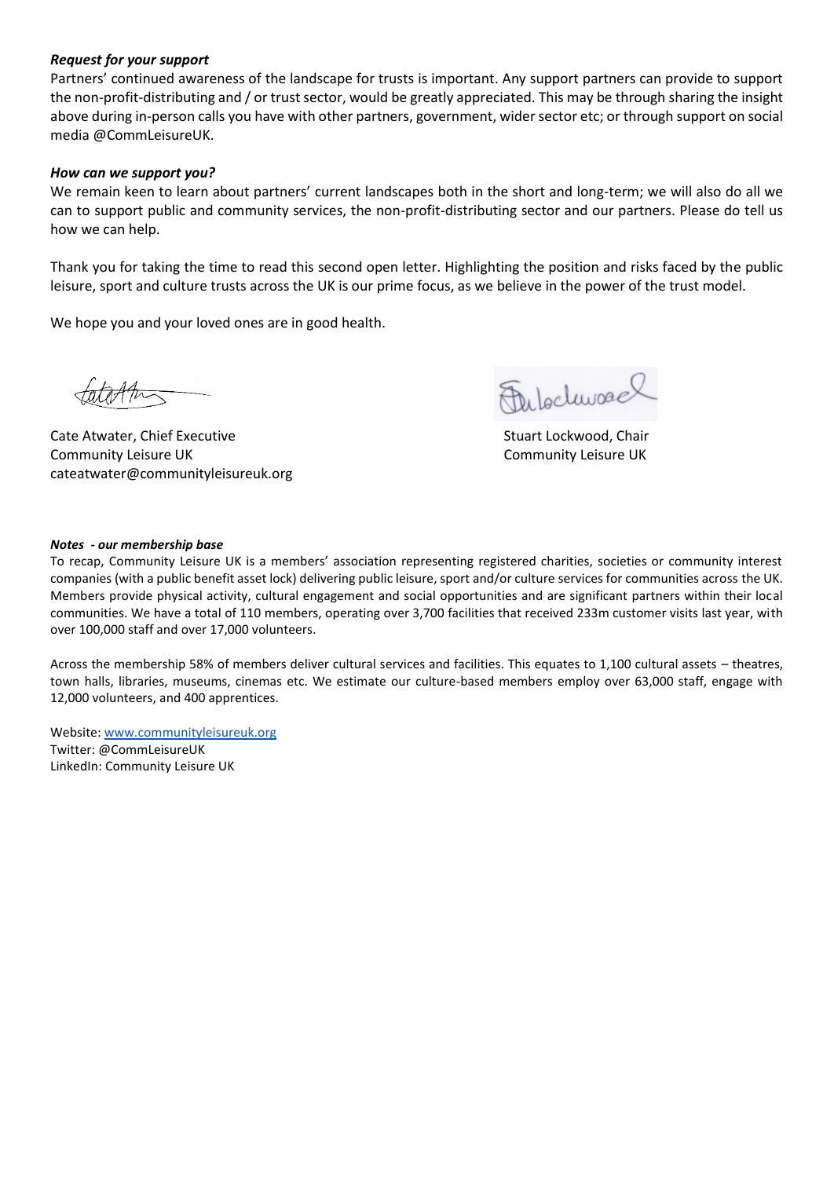***Request for your support***

Partners' continued awareness of the landscape for trusts is important. Any support partners can provide to support the non-profit-distributing and / or trust sector, would be greatly appreciated. This may be through sharing the insight above during in-person calls you have with other partners, government, wider sector etc; or through support on social media @CommLeisureUK.

***How can we support you?***

We remain keen to learn about partners' current landscapes both in the short and long-term; we will also do all we can to support public and community services, the non-profit-distributing sector and our partners. Please do tell us how we can help.

Thank you for taking the time to read this second open letter. Highlighting the position and risks faced by the public leisure, sport and culture trusts across the UK is our prime focus, as we believe in the power of the trust model.

We hope you and your loved ones are in good health.

Cate Atwater, Chief Executive
Community Leisure UK
cateatwater@communityleisureuk.org

Stuart Lockwood, Chair
Community Leisure UK

***Notes - our membership base***

To recap, Community Leisure UK is a members' association representing registered charities, societies or community interest companies (with a public benefit asset lock) delivering public leisure, sport and/or culture services for communities across the UK. Members provide physical activity, cultural engagement and social opportunities and are significant partners within their local communities. We have a total of 110 members, operating over 3,700 facilities that received 233m customer visits last year, with over 100,000 staff and over 17,000 volunteers.

Across the membership 58% of members deliver cultural services and facilities. This equates to 1,100 cultural assets – theatres, town halls, libraries, museums, cinemas etc. We estimate our culture-based members employ over 63,000 staff, engage with 12,000 volunteers, and 400 apprentices.

Website: [www.communityleisureuk.org](http://www.communityleisureuk.org)
Twitter: @CommLeisureUK
LinkedIn: Community Leisure UK